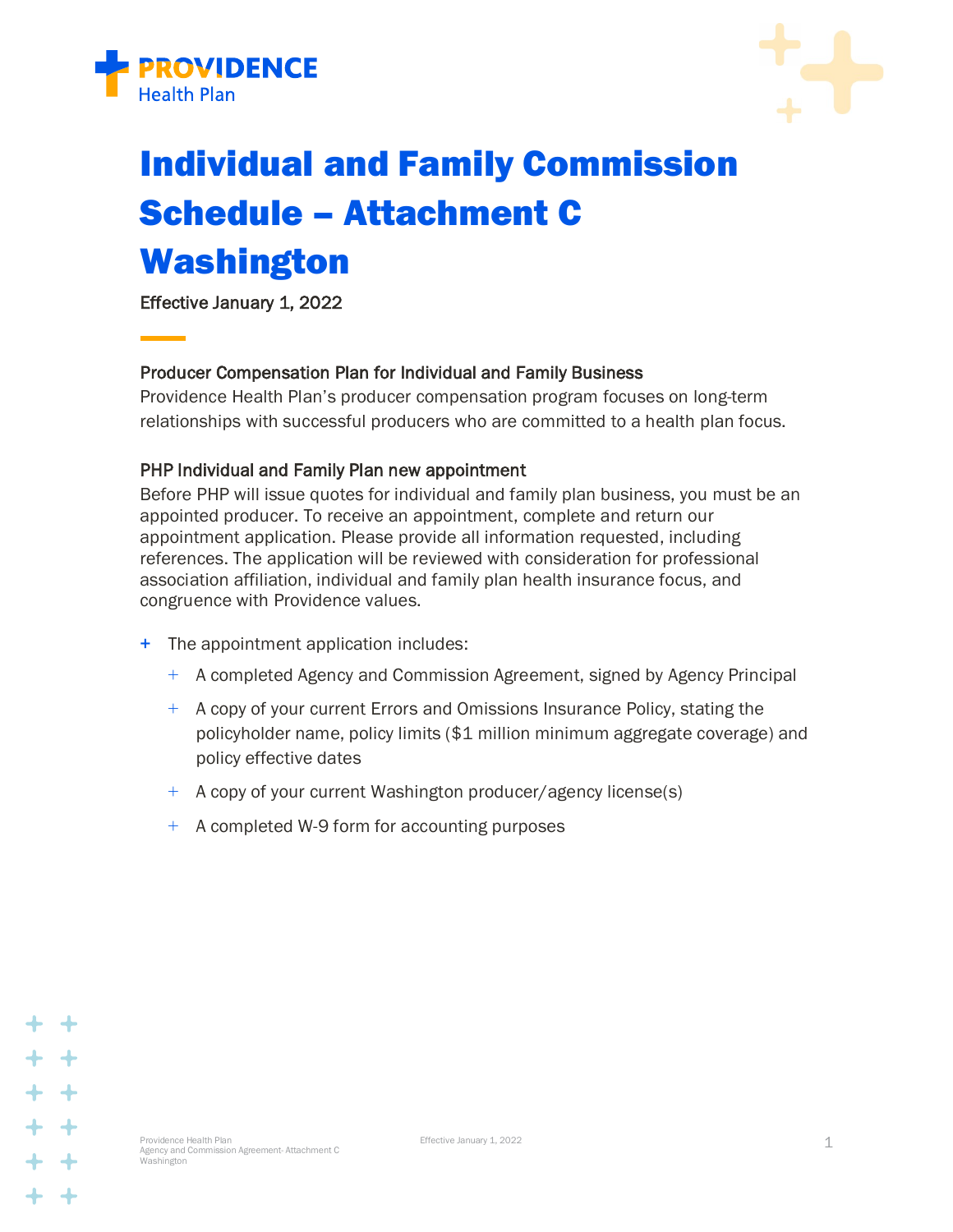# Individual and Family Commission Schedule – Attachment C Washington

Effective January 1, 2022

### Producer Compensation Plan for Individual and Family Business

Providence Health Plan's producer compensation program focuses on long-term relationships with successful producers who are committed to a health plan focus.

### PHP Individual and Family Plan new appointment

Before PHP will issue quotes for individual and family plan business, you must be an appointed producer. To receive an appointment, complete and return our appointment application. Please provide all information requested, including references. The application will be reviewed with consideration for professional association affiliation, individual and family plan health insurance focus, and congruence with Providence values.

- The appointment application includes:
  - A completed Agency and Commission Agreement, signed by Agency Principal
  - A copy of your current Errors and Omissions Insurance Policy, stating the policyholder name, policy limits ($1 million minimum aggregate coverage) and policy effective dates
  - A copy of your current Washington producer/agency license(s)
  - A completed W-9 form for accounting purposes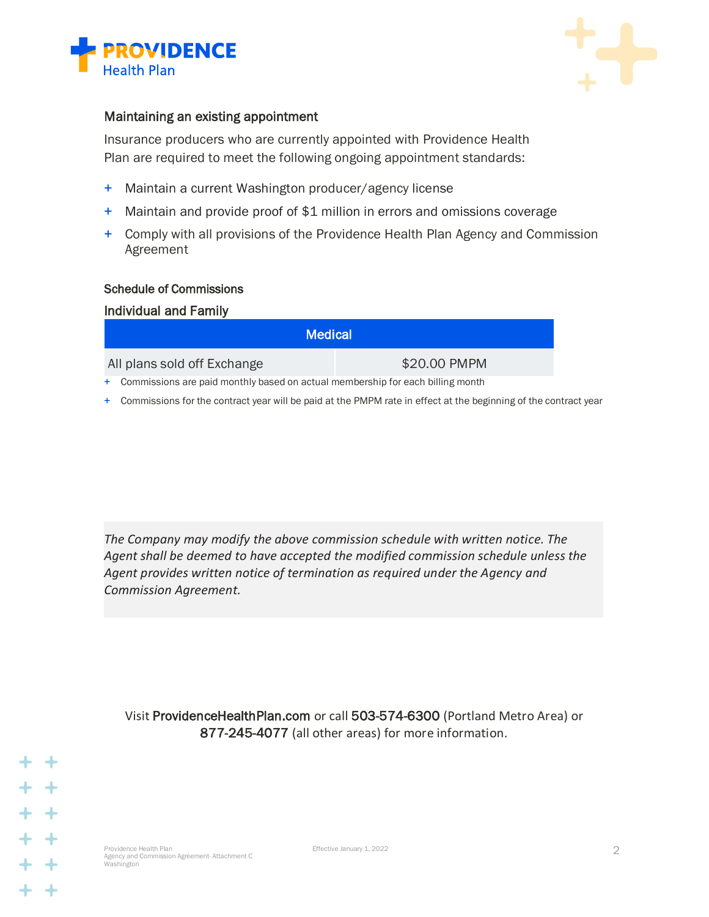## Maintaining an existing appointment

Insurance producers who are currently appointed with Providence Health Plan are required to meet the following ongoing appointment standards:

- Maintain a current Washington producer/agency license
- Maintain and provide proof of $1 million in errors and omissions coverage
- Comply with all provisions of the Providence Health Plan Agency and Commission Agreement

### Schedule of Commissions

### Individual and Family

| Medical | |
|---|---|
| All plans sold off Exchange | $20.00 PMPM |

- Commissions are paid monthly based on actual membership for each billing month
- Commissions for the contract year will be paid at the PMPM rate in effect at the beginning of the contract year

*The Company may modify the above commission schedule with written notice. The Agent shall be deemed to have accepted the modified commission schedule unless the Agent provides written notice of termination as required under the Agency and Commission Agreement.*

Visit **ProvidenceHealthPlan.com** or call **503-574-6300** (Portland Metro Area) or **877-245-4077** (all other areas) for more information.